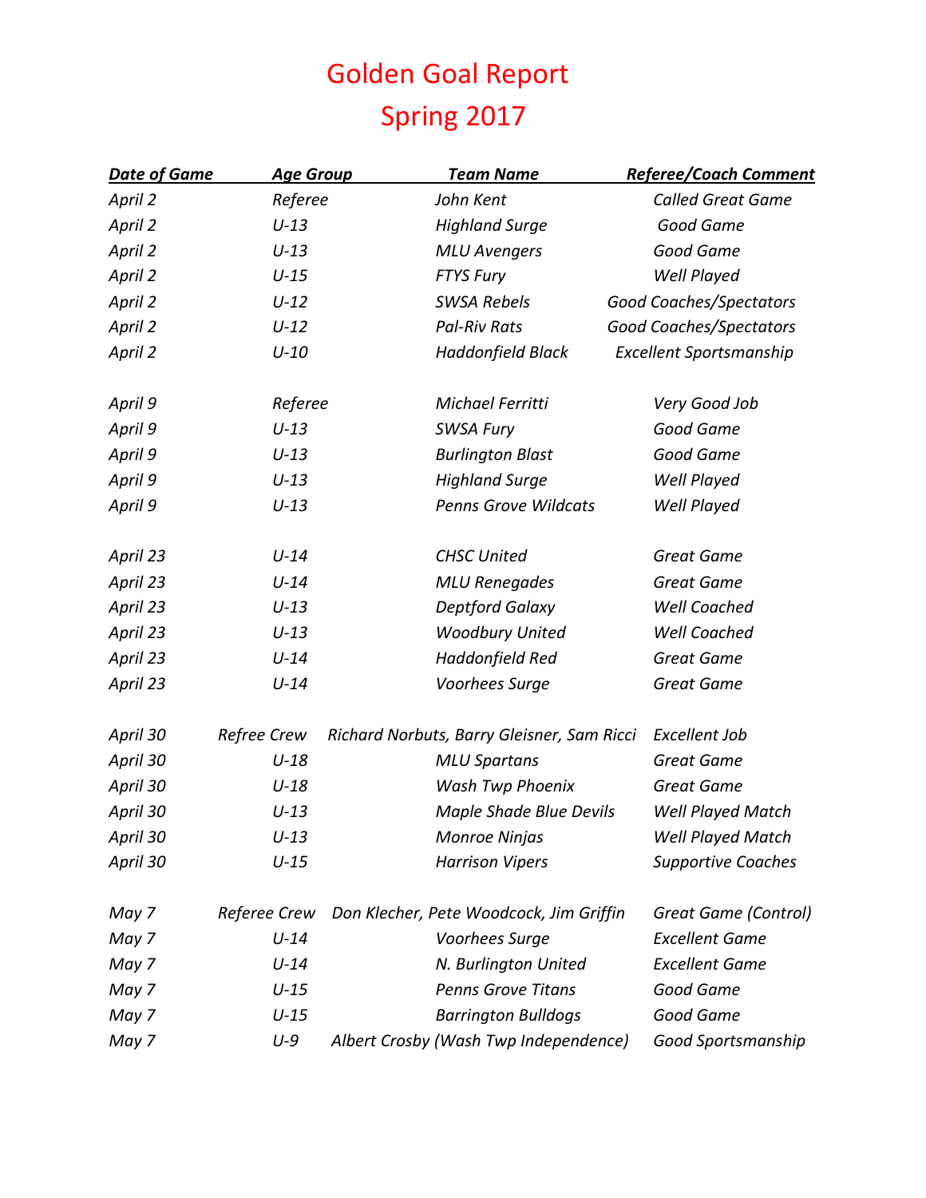# Golden Goal Report
# Spring 2017

| Date of Game | Age Group | Team Name | Referee/Coach Comment |
|---|---|---|---|
| April 2 | Referee | John Kent | Called Great Game |
| April 2 | U-13 | Highland Surge | Good Game |
| April 2 | U-13 | MLU Avengers | Good Game |
| April 2 | U-15 | FTYS Fury | Well Played |
| April 2 | U-12 | SWSA Rebels | Good Coaches/Spectators |
| April 2 | U-12 | Pal-Riv Rats | Good Coaches/Spectators |
| April 2 | U-10 | Haddonfield Black | Excellent Sportsmanship |
| | | | |
| April 9 | Referee | Michael Ferritti | Very Good Job |
| April 9 | U-13 | SWSA Fury | Good Game |
| April 9 | U-13 | Burlington Blast | Good Game |
| April 9 | U-13 | Highland Surge | Well Played |
| April 9 | U-13 | Penns Grove Wildcats | Well Played |
| | | | |
| April 23 | U-14 | CHSC United | Great Game |
| April 23 | U-14 | MLU Renegades | Great Game |
| April 23 | U-13 | Deptford Galaxy | Well Coached |
| April 23 | U-13 | Woodbury United | Well Coached |
| April 23 | U-14 | Haddonfield Red | Great Game |
| April 23 | U-14 | Voorhees Surge | Great Game |
| | | | |
| April 30 | Refree Crew | Richard Norbuts, Barry Gleisner, Sam Ricci | Excellent Job |
| April 30 | U-18 | MLU Spartans | Great Game |
| April 30 | U-18 | Wash Twp Phoenix | Great Game |
| April 30 | U-13 | Maple Shade Blue Devils | Well Played Match |
| April 30 | U-13 | Monroe Ninjas | Well Played Match |
| April 30 | U-15 | Harrison Vipers | Supportive Coaches |
| | | | |
| May 7 | Referee Crew | Don Klecher, Pete Woodcock, Jim Griffin | Great Game (Control) |
| May 7 | U-14 | Voorhees Surge | Excellent Game |
| May 7 | U-14 | N. Burlington United | Excellent Game |
| May 7 | U-15 | Penns Grove Titans | Good Game |
| May 7 | U-15 | Barrington Bulldogs | Good Game |
| May 7 | U-9 | Albert Crosby (Wash Twp Independence) | Good Sportsmanship |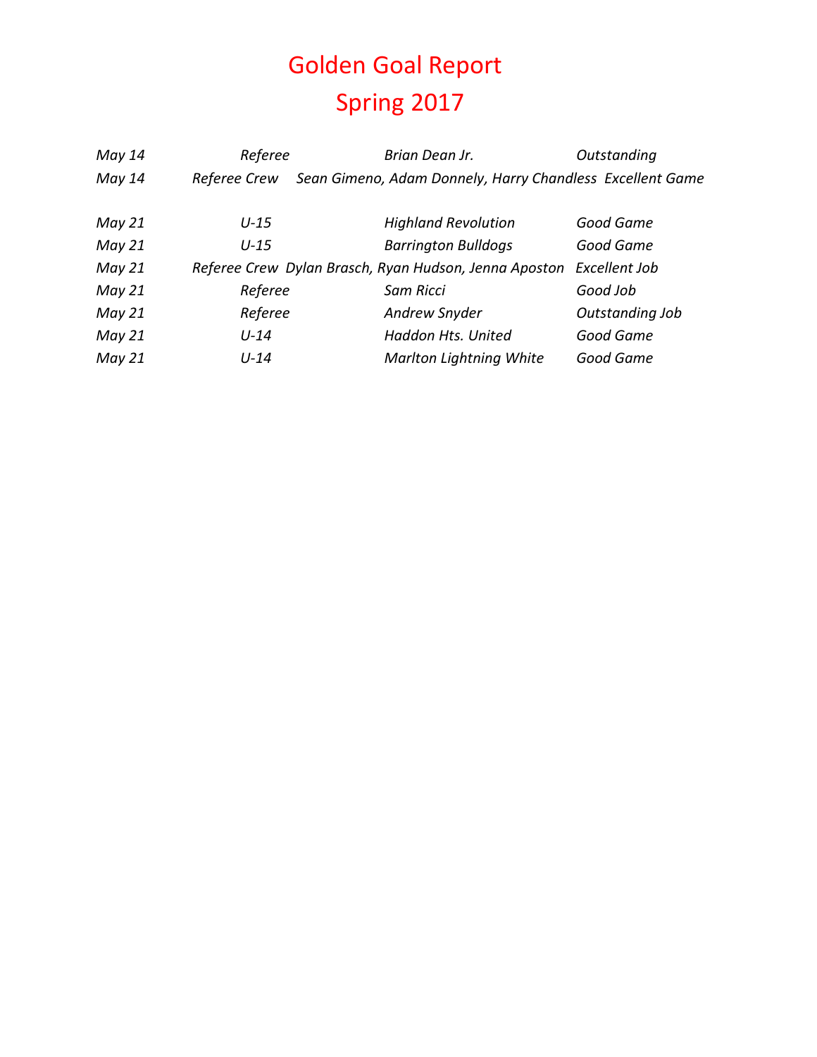# Golden Goal Report
# Spring 2017

| | | | |
|---|---|---|---|
| *May 14* | *Referee* | *Brian Dean Jr.* | *Outstanding* |
| *May 14* | *Referee Crew* | *Sean Gimeno, Adam Donnely, Harry Chandless* | *Excellent Game* |
| | | | |
| *May 21* | *U-15* | *Highland Revolution* | *Good Game* |
| *May 21* | *U-15* | *Barrington Bulldogs* | *Good Game* |
| *May 21* | *Referee Crew* | *Dylan Brasch, Ryan Hudson, Jenna Aposton* | *Excellent Job* |
| *May 21* | *Referee* | *Sam Ricci* | *Good Job* |
| *May 21* | *Referee* | *Andrew Snyder* | *Outstanding Job* |
| *May 21* | *U-14* | *Haddon Hts. United* | *Good Game* |
| *May 21* | *U-14* | *Marlton Lightning White* | *Good Game* |